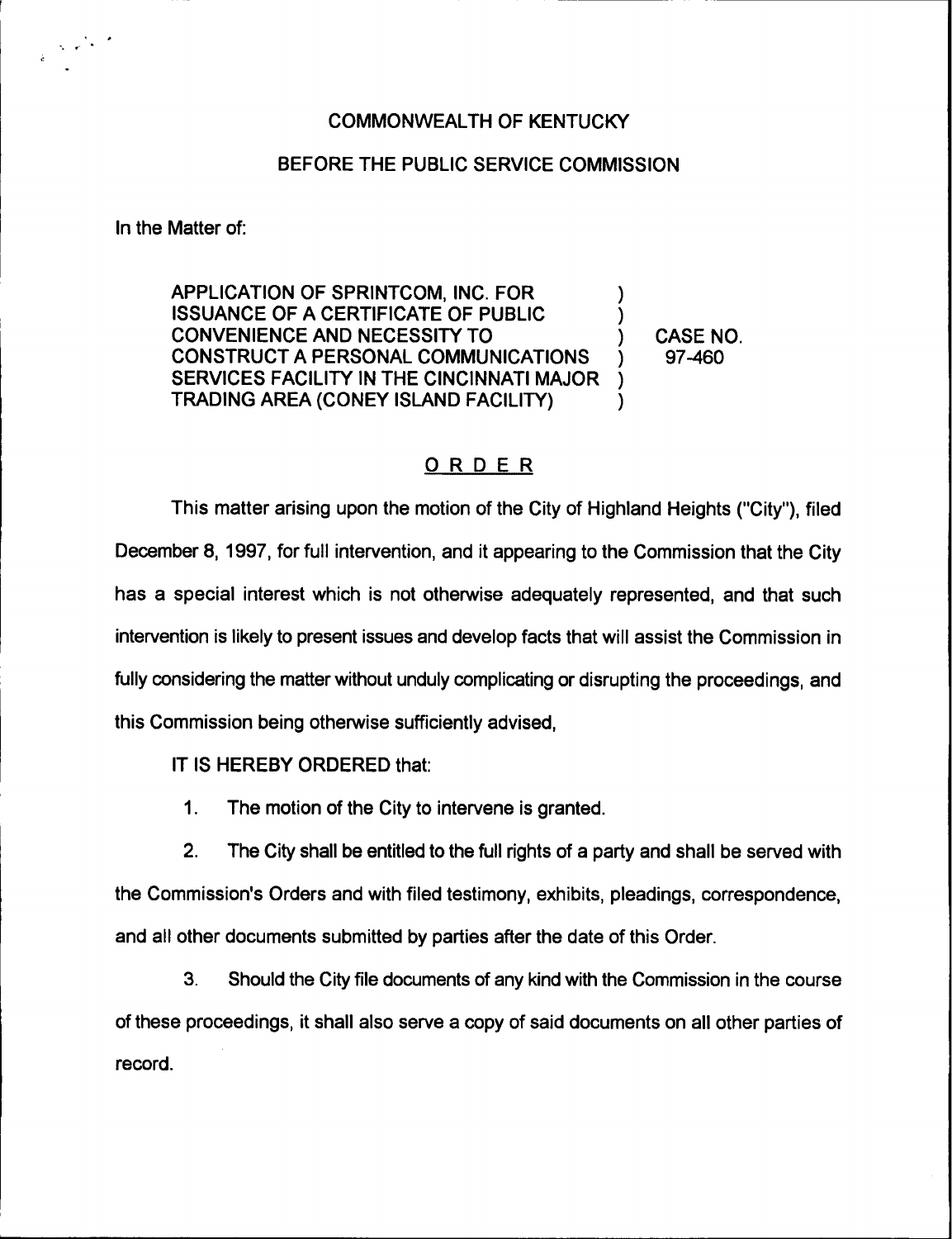COMMONWEALTH OF KENTUCKY

BEFORE THE PUBLIC SERVICE COMMISSION

In the Matter of:

| | | |
|---|---|---|
| APPLICATION OF SPRINTCOM, INC. FOR ISSUANCE OF A CERTIFICATE OF PUBLIC CONVENIENCE AND NECESSITY TO CONSTRUCT A PERSONAL COMMUNICATIONS SERVICES FACILITY IN THE CINCINNATI MAJOR TRADING AREA (CONEY ISLAND FACILITY) | ) | CASE NO. 97-460 |

## ORDER

This matter arising upon the motion of the City of Highland Heights ("City"), filed December 8, 1997, for full intervention, and it appearing to the Commission that the City has a special interest which is not otherwise adequately represented, and that such intervention is likely to present issues and develop facts that will assist the Commission in fully considering the matter without unduly complicating or disrupting the proceedings, and this Commission being otherwise sufficiently advised,

IT IS HEREBY ORDERED that:

1. The motion of the City to intervene is granted.

2. The City shall be entitled to the full rights of a party and shall be served with the Commission's Orders and with filed testimony, exhibits, pleadings, correspondence, and all other documents submitted by parties after the date of this Order.

3. Should the City file documents of any kind with the Commission in the course of these proceedings, it shall also serve a copy of said documents on all other parties of record.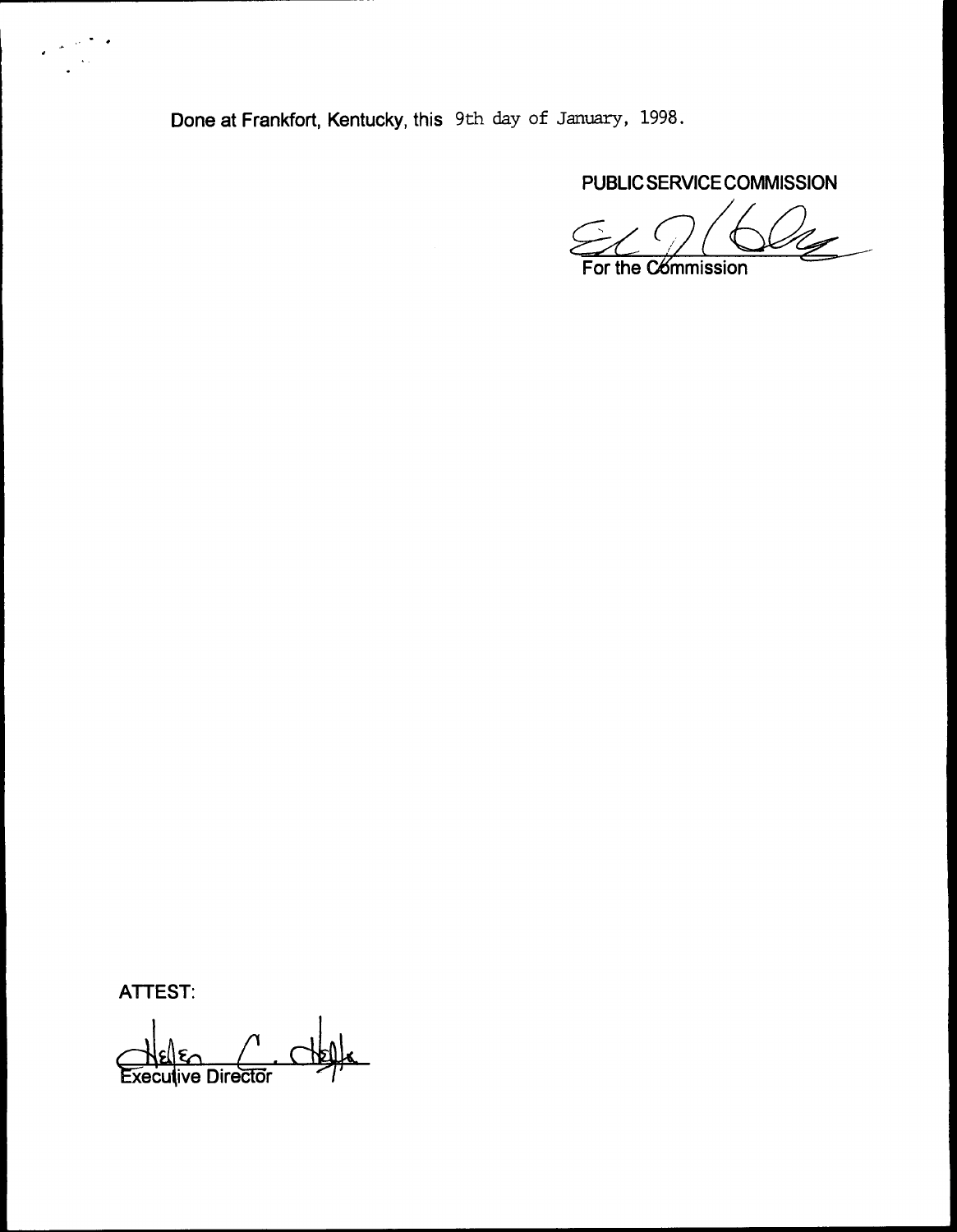Done at Frankfort, Kentucky, this 9th day of January, 1998.

PUBLIC SERVICE COMMISSION

For the Commission

ATTEST:

Executive Director